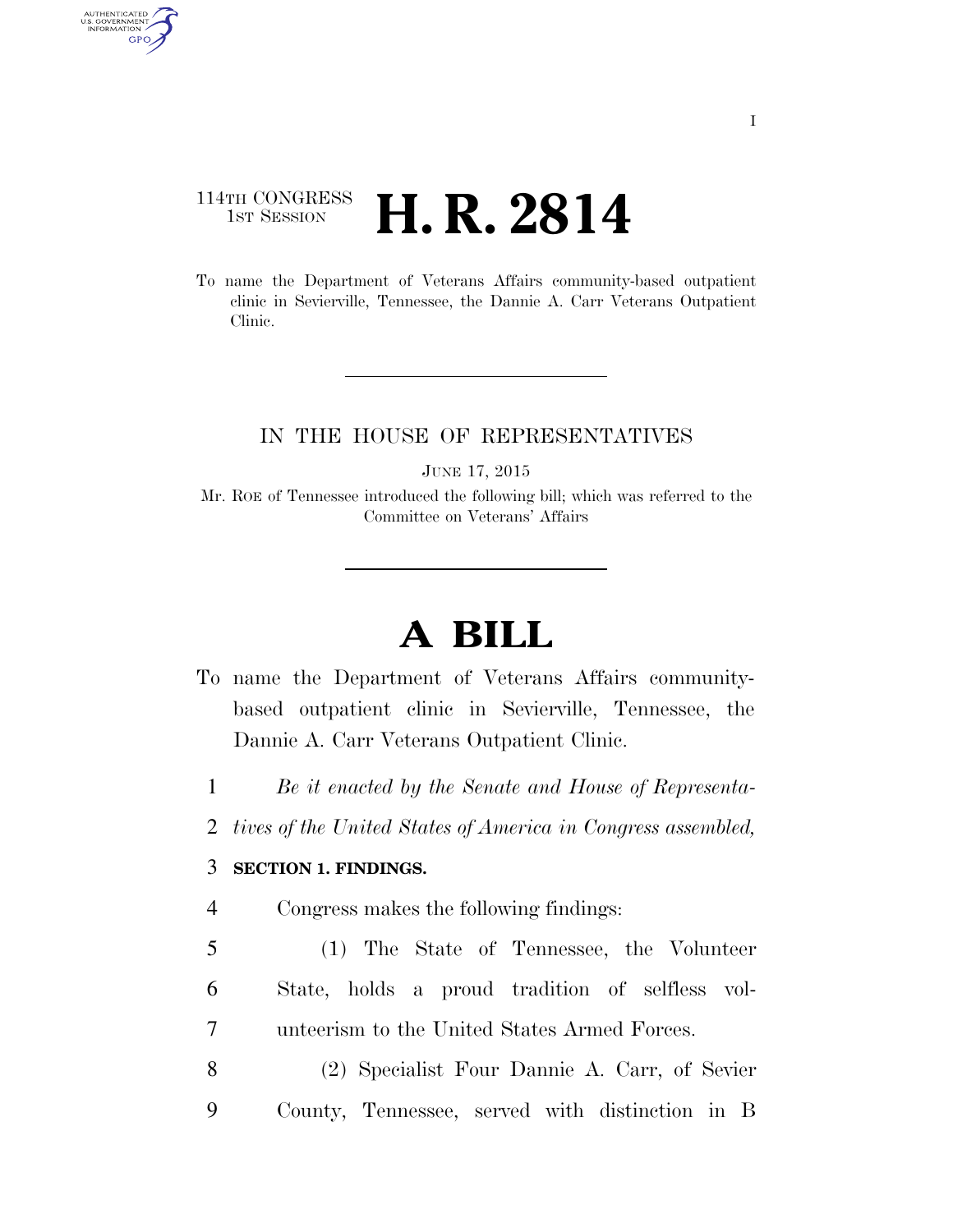114TH CONGRESS
1ST SESSION

# H. R. 2814

To name the Department of Veterans Affairs community-based outpatient clinic in Sevierville, Tennessee, the Dannie A. Carr Veterans Outpatient Clinic.

IN THE HOUSE OF REPRESENTATIVES

JUNE 17, 2015

Mr. ROE of Tennessee introduced the following bill; which was referred to the Committee on Veterans' Affairs

# A BILL

To name the Department of Veterans Affairs community-based outpatient clinic in Sevierville, Tennessee, the Dannie A. Carr Veterans Outpatient Clinic.

1 *Be it enacted by the Senate and House of Representa-*
2 *tives of the United States of America in Congress assembled,*

3 **SECTION 1. FINDINGS.**

4 Congress makes the following findings:

5 (1) The State of Tennessee, the Volunteer
6 State, holds a proud tradition of selfless vol-
7 unteerism to the United States Armed Forces.

8 (2) Specialist Four Dannie A. Carr, of Sevier
9 County, Tennessee, served with distinction in B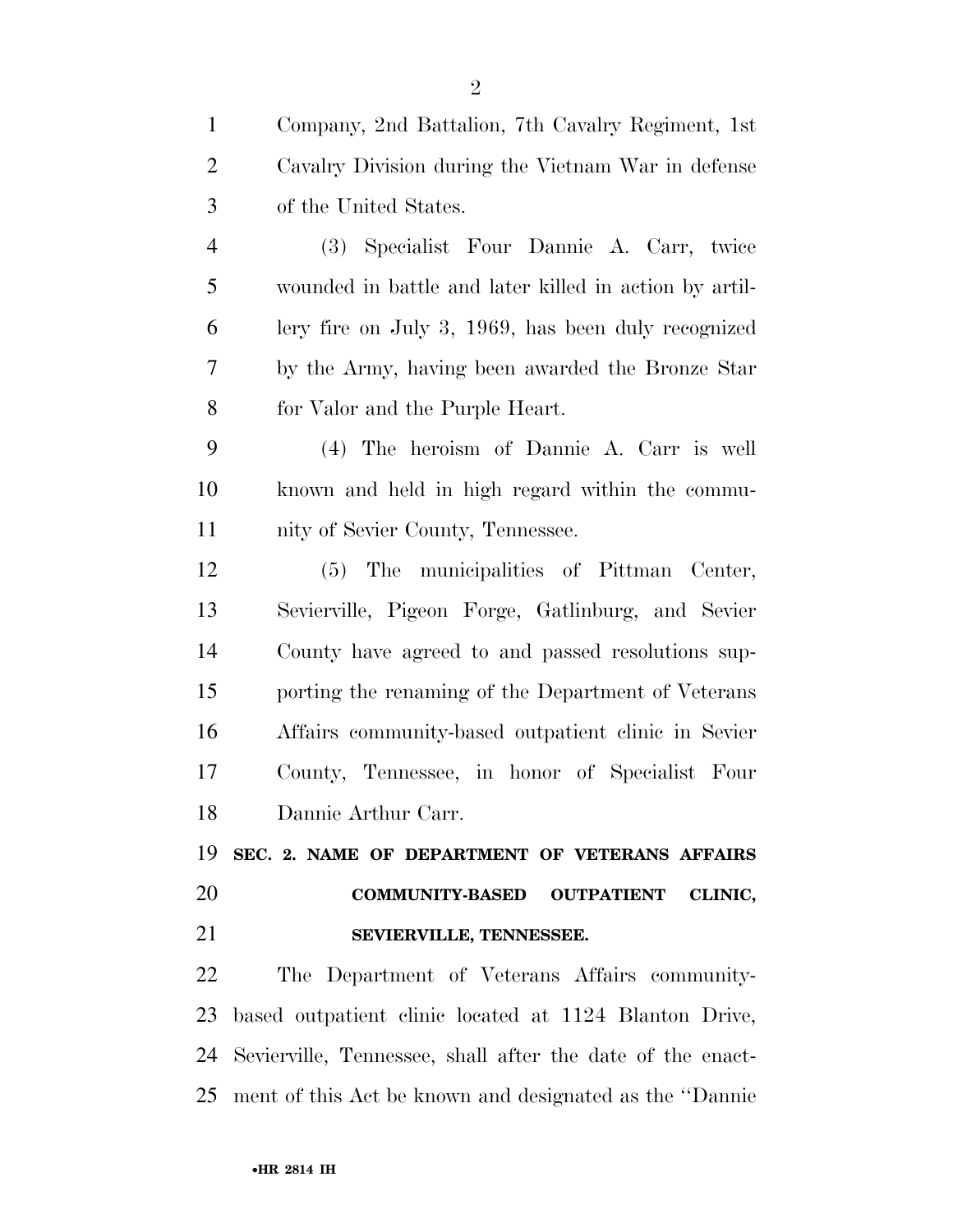Company, 2nd Battalion, 7th Cavalry Regiment, 1st Cavalry Division during the Vietnam War in defense of the United States.

(3) Specialist Four Dannie A. Carr, twice wounded in battle and later killed in action by artillery fire on July 3, 1969, has been duly recognized by the Army, having been awarded the Bronze Star for Valor and the Purple Heart.

(4) The heroism of Dannie A. Carr is well known and held in high regard within the community of Sevier County, Tennessee.

(5) The municipalities of Pittman Center, Sevierville, Pigeon Forge, Gatlinburg, and Sevier County have agreed to and passed resolutions supporting the renaming of the Department of Veterans Affairs community-based outpatient clinic in Sevier County, Tennessee, in honor of Specialist Four Dannie Arthur Carr.

**SEC. 2. NAME OF DEPARTMENT OF VETERANS AFFAIRS COMMUNITY-BASED OUTPATIENT CLINIC, SEVIERVILLE, TENNESSEE.**

The Department of Veterans Affairs community-based outpatient clinic located at 1124 Blanton Drive, Sevierville, Tennessee, shall after the date of the enactment of this Act be known and designated as the "Dannie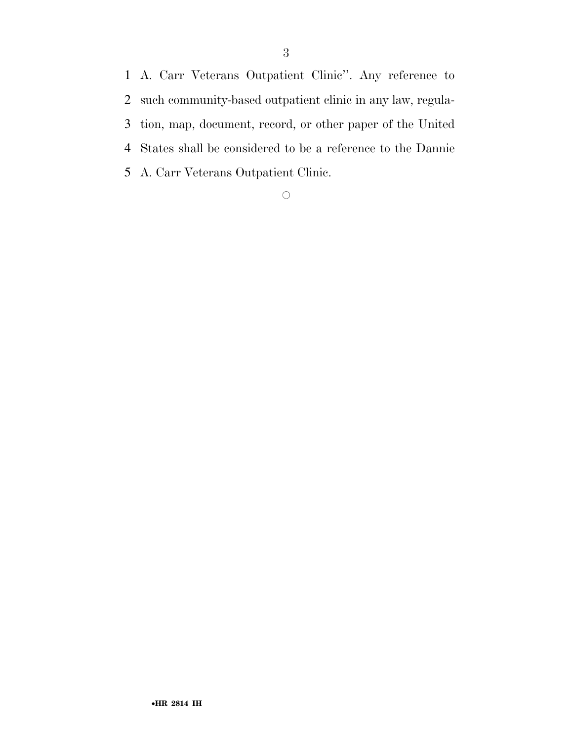A. Carr Veterans Outpatient Clinic''. Any reference to such community-based outpatient clinic in any law, regulation, map, document, record, or other paper of the United States shall be considered to be a reference to the Dannie A. Carr Veterans Outpatient Clinic.